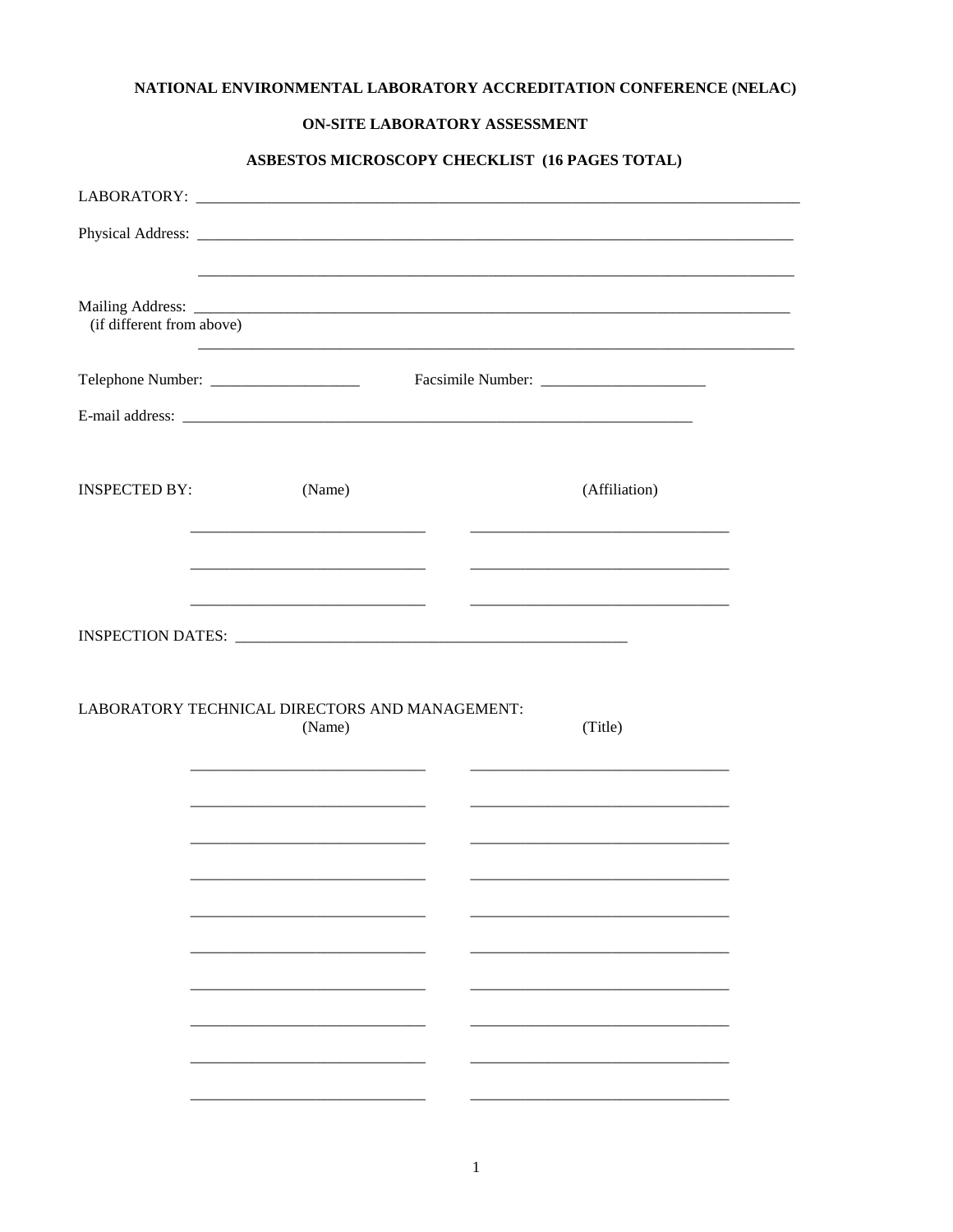**NATIONAL ENVIRONMENTAL LABORATORY ACCREDITATION CONFERENCE (NELAC)**

**ON-SITE LABORATORY ASSESSMENT**

**ASBESTOS MICROSCOPY CHECKLIST (16 PAGES TOTAL)**

LABORATORY: ______________________________________________________________________________

Physical Address: __________________________________________________________________________

______________________________________________________________________________

Mailing Address: __________________________________________________________________________
(if different from above)

______________________________________________________________________________

Telephone Number: ___________________ Facsimile Number: _____________________

E-mail address: ______________________________________________________________

INSPECTED BY:

| (Name) | (Affiliation) |
|---|---|
| ______________________________ | __________________________________ |
| ______________________________ | __________________________________ |
| ______________________________ | __________________________________ |

INSPECTION DATES: ____________________________________________________

LABORATORY TECHNICAL DIRECTORS AND MANAGEMENT:

| (Name) | (Title) |
|---|---|
| ______________________________ | __________________________________ |
| ______________________________ | __________________________________ |
| ______________________________ | __________________________________ |
| ______________________________ | __________________________________ |
| ______________________________ | __________________________________ |
| ______________________________ | __________________________________ |
| ______________________________ | __________________________________ |
| ______________________________ | __________________________________ |
| ______________________________ | __________________________________ |
| ______________________________ | __________________________________ |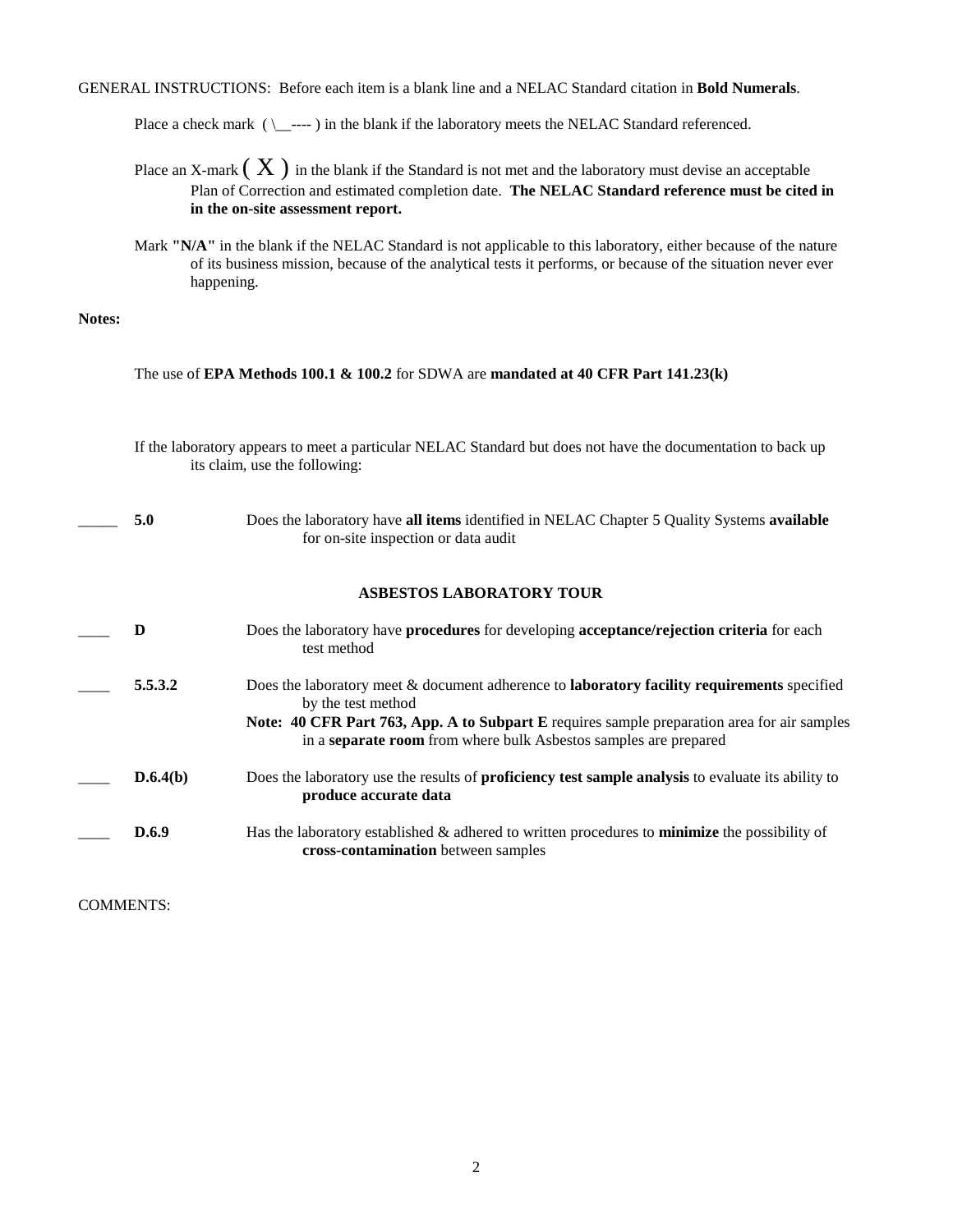GENERAL INSTRUCTIONS: Before each item is a blank line and a NELAC Standard citation in **Bold Numerals**.

Place a check mark ( \\__---- ) in the blank if the laboratory meets the NELAC Standard referenced.

Place an X-mark ( X ) in the blank if the Standard is not met and the laboratory must devise an acceptable Plan of Correction and estimated completion date. **The NELAC Standard reference must be cited in in the on-site assessment report.**

Mark **"N/A"** in the blank if the NELAC Standard is not applicable to this laboratory, either because of the nature of its business mission, because of the analytical tests it performs, or because of the situation never ever happening.

**Notes:**

The use of **EPA Methods 100.1 & 100.2** for SDWA are **mandated at 40 CFR Part 141.23(k)**

If the laboratory appears to meet a particular NELAC Standard but does not have the documentation to back up its claim, use the following:

| | | |
|---|---|---|
| _____ | **5.0** | Does the laboratory have **all items** identified in NELAC Chapter 5 Quality Systems **available** for on-site inspection or data audit |

**ASBESTOS LABORATORY TOUR**

| | | |
|---|---|---|
| ____ | **D** | Does the laboratory have **procedures** for developing **acceptance/rejection criteria** for each test method |
| ____ | **5.5.3.2** | Does the laboratory meet & document adherence to **laboratory facility requirements** specified by the test method<br>**Note: 40 CFR Part 763, App. A to Subpart E** requires sample preparation area for air samples in a **separate room** from where bulk Asbestos samples are prepared |
| ____ | **D.6.4(b)** | Does the laboratory use the results of **proficiency test sample analysis** to evaluate its ability to **produce accurate data** |
| ____ | **D.6.9** | Has the laboratory established & adhered to written procedures to **minimize** the possibility of **cross-contamination** between samples |

COMMENTS: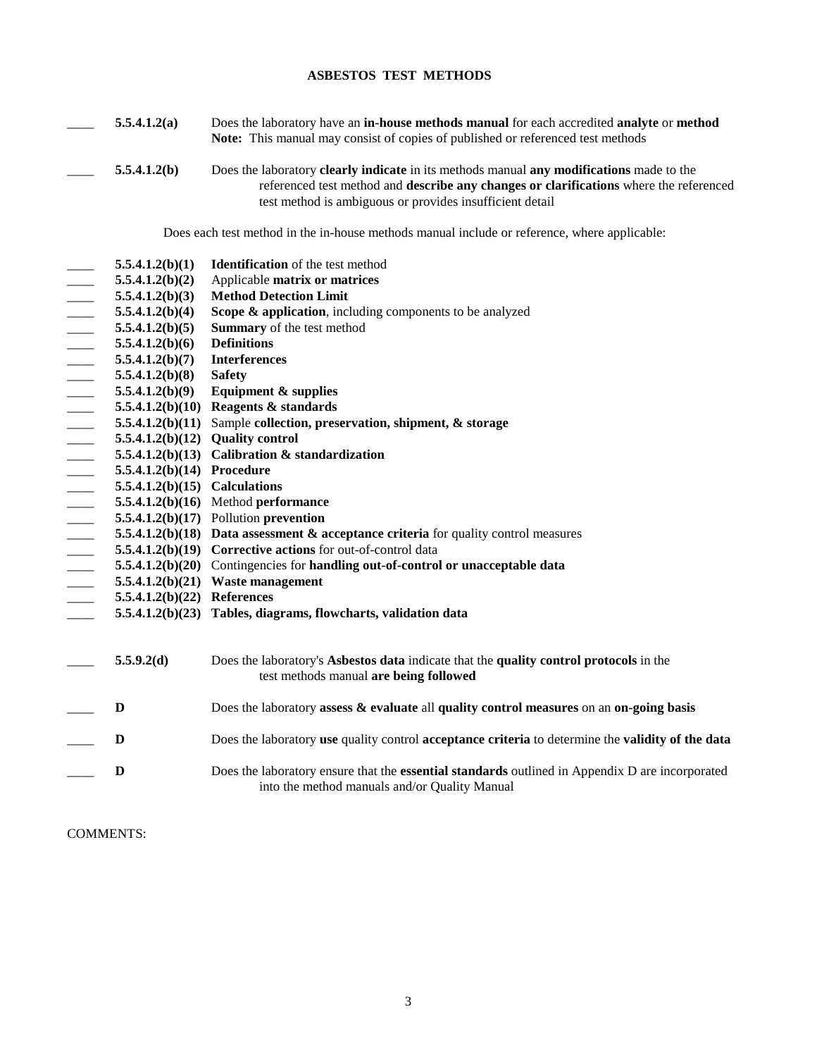## ASBESTOS TEST METHODS

____ **5.5.4.1.2(a)** Does the laboratory have an **in-house methods manual** for each accredited **analyte** or **method**
**Note:** This manual may consist of copies of published or referenced test methods

____ **5.5.4.1.2(b)** Does the laboratory **clearly indicate** in its methods manual **any modifications** made to the referenced test method and **describe any changes or clarifications** where the referenced test method is ambiguous or provides insufficient detail

Does each test method in the in-house methods manual include or reference, where applicable:

____ **5.5.4.1.2(b)(1)** **Identification** of the test method
____ **5.5.4.1.2(b)(2)** Applicable **matrix or matrices**
____ **5.5.4.1.2(b)(3)** **Method Detection Limit**
____ **5.5.4.1.2(b)(4)** **Scope & application**, including components to be analyzed
____ **5.5.4.1.2(b)(5)** **Summary** of the test method
____ **5.5.4.1.2(b)(6)** **Definitions**
____ **5.5.4.1.2(b)(7)** **Interferences**
____ **5.5.4.1.2(b)(8)** **Safety**
____ **5.5.4.1.2(b)(9)** **Equipment & supplies**
____ **5.5.4.1.2(b)(10)** **Reagents & standards**
____ **5.5.4.1.2(b)(11)** Sample **collection, preservation, shipment, & storage**
____ **5.5.4.1.2(b)(12)** **Quality control**
____ **5.5.4.1.2(b)(13)** **Calibration & standardization**
____ **5.5.4.1.2(b)(14)** **Procedure**
____ **5.5.4.1.2(b)(15)** **Calculations**
____ **5.5.4.1.2(b)(16)** Method **performance**
____ **5.5.4.1.2(b)(17)** Pollution **prevention**
____ **5.5.4.1.2(b)(18)** **Data assessment & acceptance criteria** for quality control measures
____ **5.5.4.1.2(b)(19)** **Corrective actions** for out-of-control data
____ **5.5.4.1.2(b)(20)** Contingencies for **handling out-of-control or unacceptable data**
____ **5.5.4.1.2(b)(21)** **Waste management**
____ **5.5.4.1.2(b)(22)** **References**
____ **5.5.4.1.2(b)(23)** **Tables, diagrams, flowcharts, validation data**

____ **5.5.9.2(d)** Does the laboratory's **Asbestos data** indicate that the **quality control protocols** in the test methods manual **are being followed**

____ **D** Does the laboratory **assess & evaluate** all **quality control measures** on an **on-going basis**

____ **D** Does the laboratory **use** quality control **acceptance criteria** to determine the **validity of the data**

____ **D** Does the laboratory ensure that the **essential standards** outlined in Appendix D are incorporated into the method manuals and/or Quality Manual

COMMENTS: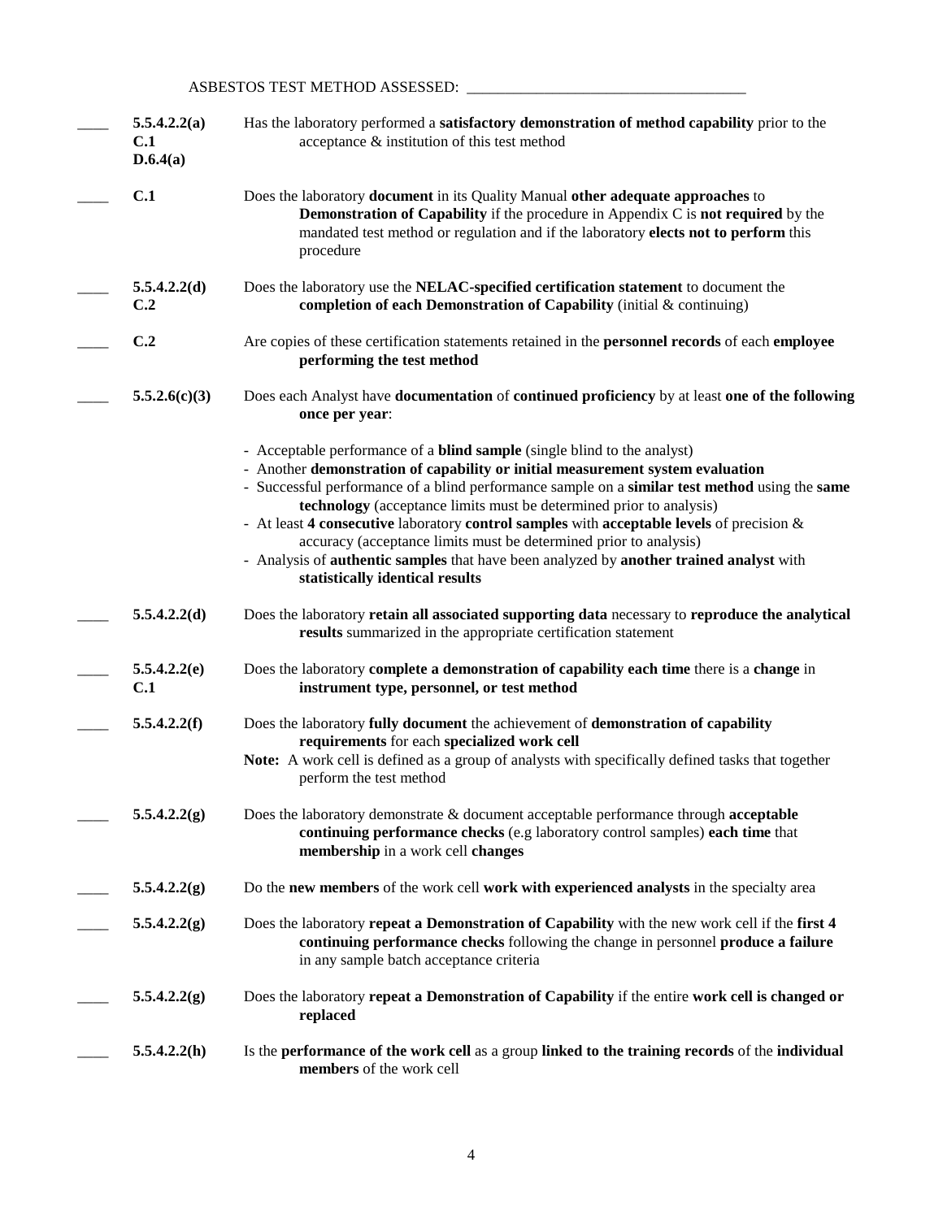ASBESTOS TEST METHOD ASSESSED: ____________________________________

| | Reference | Requirement |
|---|---|---|
| ____ | **5.5.4.2.2(a)** **C.1** **D.6.4(a)** | Has the laboratory performed a **satisfactory demonstration of method capability** prior to the acceptance & institution of this test method |
| ____ | **C.1** | Does the laboratory **document** in its Quality Manual **other adequate approaches** to **Demonstration of Capability** if the procedure in Appendix C is **not required** by the mandated test method or regulation and if the laboratory **elects not to perform** this procedure |
| ____ | **5.5.4.2.2(d)** **C.2** | Does the laboratory use the **NELAC-specified certification statement** to document the **completion of each Demonstration of Capability** (initial & continuing) |
| ____ | **C.2** | Are copies of these certification statements retained in the **personnel records** of each **employee performing the test method** |
| ____ | **5.5.2.6(c)(3)** | Does each Analyst have **documentation** of **continued proficiency** by at least **one of the following once per year**:<br><br>- Acceptable performance of a **blind sample** (single blind to the analyst)<br>- Another **demonstration of capability or initial measurement system evaluation**<br>- Successful performance of a blind performance sample on a **similar test method** using the **same technology** (acceptance limits must be determined prior to analysis)<br>- At least **4 consecutive** laboratory **control samples** with **acceptable levels** of precision & accuracy (acceptance limits must be determined prior to analysis)<br>- Analysis of **authentic samples** that have been analyzed by **another trained analyst** with **statistically identical results** |
| ____ | **5.5.4.2.2(d)** | Does the laboratory **retain all associated supporting data** necessary to **reproduce the analytical results** summarized in the appropriate certification statement |
| ____ | **5.5.4.2.2(e)** **C.1** | Does the laboratory **complete a demonstration of capability each time** there is a **change** in **instrument type, personnel, or test method** |
| ____ | **5.5.4.2.2(f)** | Does the laboratory **fully document** the achievement of **demonstration of capability requirements** for each **specialized work cell**<br>**Note:** A work cell is defined as a group of analysts with specifically defined tasks that together perform the test method |
| ____ | **5.5.4.2.2(g)** | Does the laboratory demonstrate & document acceptable performance through **acceptable continuing performance checks** (e.g laboratory control samples) **each time** that **membership** in a work cell **changes** |
| ____ | **5.5.4.2.2(g)** | Do the **new members** of the work cell **work with experienced analysts** in the specialty area |
| ____ | **5.5.4.2.2(g)** | Does the laboratory **repeat a Demonstration of Capability** with the new work cell if the **first 4 continuing performance checks** following the change in personnel **produce a failure** in any sample batch acceptance criteria |
| ____ | **5.5.4.2.2(g)** | Does the laboratory **repeat a Demonstration of Capability** if the entire **work cell is changed or replaced** |
| ____ | **5.5.4.2.2(h)** | Is the **performance of the work cell** as a group **linked to the training records** of the **individual members** of the work cell |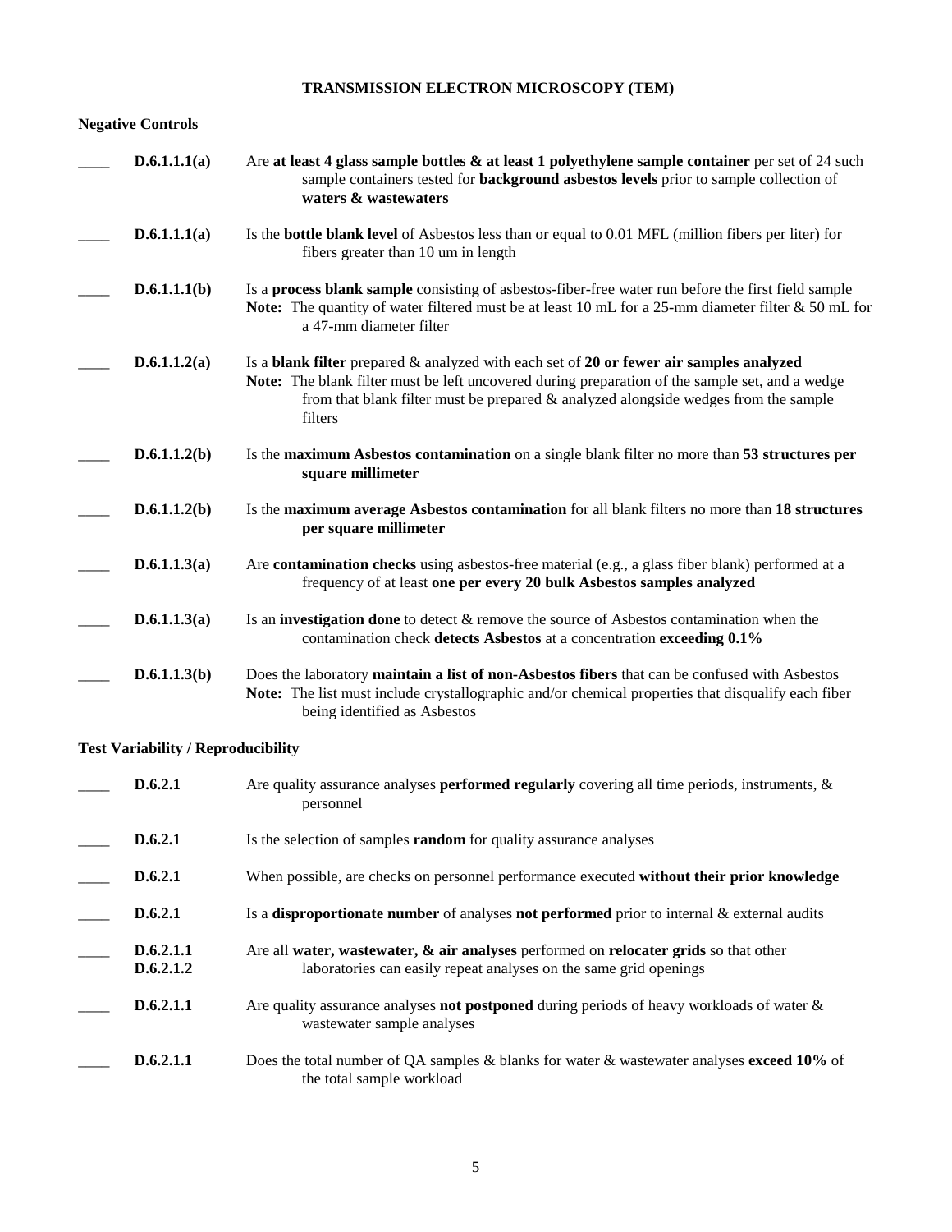# TRANSMISSION ELECTRON MICROSCOPY (TEM)

## Negative Controls

____ **D.6.1.1.1(a)** Are **at least 4 glass sample bottles & at least 1 polyethylene sample container** per set of 24 such sample containers tested for **background asbestos levels** prior to sample collection of **waters & wastewaters**

____ **D.6.1.1.1(a)** Is the **bottle blank level** of Asbestos less than or equal to 0.01 MFL (million fibers per liter) for fibers greater than 10 um in length

____ **D.6.1.1.1(b)** Is a **process blank sample** consisting of asbestos-fiber-free water run before the first field sample
**Note:** The quantity of water filtered must be at least 10 mL for a 25-mm diameter filter & 50 mL for a 47-mm diameter filter

____ **D.6.1.1.2(a)** Is a **blank filter** prepared & analyzed with each set of **20 or fewer air samples analyzed**
**Note:** The blank filter must be left uncovered during preparation of the sample set, and a wedge from that blank filter must be prepared & analyzed alongside wedges from the sample filters

____ **D.6.1.1.2(b)** Is the **maximum Asbestos contamination** on a single blank filter no more than **53 structures per square millimeter**

____ **D.6.1.1.2(b)** Is the **maximum average Asbestos contamination** for all blank filters no more than **18 structures per square millimeter**

____ **D.6.1.1.3(a)** Are **contamination checks** using asbestos-free material (e.g., a glass fiber blank) performed at a frequency of at least **one per every 20 bulk Asbestos samples analyzed**

____ **D.6.1.1.3(a)** Is an **investigation done** to detect & remove the source of Asbestos contamination when the contamination check **detects Asbestos** at a concentration **exceeding 0.1%**

____ **D.6.1.1.3(b)** Does the laboratory **maintain a list of non-Asbestos fibers** that can be confused with Asbestos
**Note:** The list must include crystallographic and/or chemical properties that disqualify each fiber being identified as Asbestos

## Test Variability / Reproducibility

____ **D.6.2.1** Are quality assurance analyses **performed regularly** covering all time periods, instruments, & personnel

____ **D.6.2.1** Is the selection of samples **random** for quality assurance analyses

____ **D.6.2.1** When possible, are checks on personnel performance executed **without their prior knowledge**

____ **D.6.2.1** Is a **disproportionate number** of analyses **not performed** prior to internal & external audits

____ **D.6.2.1.1**
**D.6.2.1.2** Are all **water, wastewater, & air analyses** performed on **relocater grids** so that other laboratories can easily repeat analyses on the same grid openings

____ **D.6.2.1.1** Are quality assurance analyses **not postponed** during periods of heavy workloads of water & wastewater sample analyses

____ **D.6.2.1.1** Does the total number of QA samples & blanks for water & wastewater analyses **exceed 10%** of the total sample workload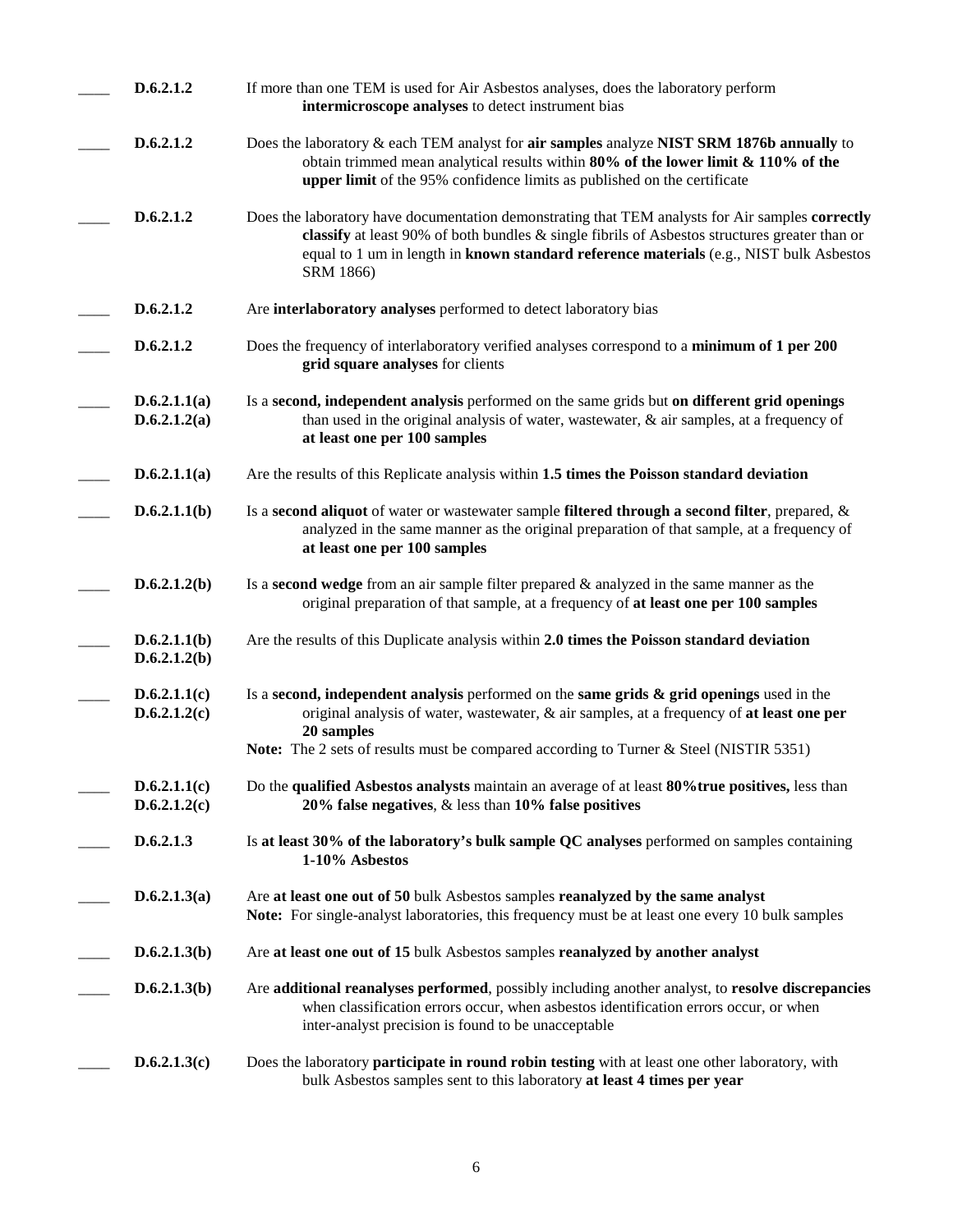| | | |
|---|---|---|
| ____ | **D.6.2.1.2** | If more than one TEM is used for Air Asbestos analyses, does the laboratory perform **intermicroscope analyses** to detect instrument bias |
| ____ | **D.6.2.1.2** | Does the laboratory & each TEM analyst for **air samples** analyze **NIST SRM 1876b annually** to obtain trimmed mean analytical results within **80% of the lower limit & 110% of the upper limit** of the 95% confidence limits as published on the certificate |
| ____ | **D.6.2.1.2** | Does the laboratory have documentation demonstrating that TEM analysts for Air samples **correctly classify** at least 90% of both bundles & single fibrils of Asbestos structures greater than or equal to 1 um in length in **known standard reference materials** (e.g., NIST bulk Asbestos SRM 1866) |
| ____ | **D.6.2.1.2** | Are **interlaboratory analyses** performed to detect laboratory bias |
| ____ | **D.6.2.1.2** | Does the frequency of interlaboratory verified analyses correspond to a **minimum of 1 per 200 grid square analyses** for clients |
| ____ | **D.6.2.1.1(a)** **D.6.2.1.2(a)** | Is a **second, independent analysis** performed on the same grids but **on different grid openings** than used in the original analysis of water, wastewater, & air samples, at a frequency of **at least one per 100 samples** |
| ____ | **D.6.2.1.1(a)** | Are the results of this Replicate analysis within **1.5 times the Poisson standard deviation** |
| ____ | **D.6.2.1.1(b)** | Is a **second aliquot** of water or wastewater sample **filtered through a second filter**, prepared, & analyzed in the same manner as the original preparation of that sample, at a frequency of **at least one per 100 samples** |
| ____ | **D.6.2.1.2(b)** | Is a **second wedge** from an air sample filter prepared & analyzed in the same manner as the original preparation of that sample, at a frequency of **at least one per 100 samples** |
| ____ | **D.6.2.1.1(b)** **D.6.2.1.2(b)** | Are the results of this Duplicate analysis within **2.0 times the Poisson standard deviation** |
| ____ | **D.6.2.1.1(c)** **D.6.2.1.2(c)** | Is a **second, independent analysis** performed on the **same grids & grid openings** used in the original analysis of water, wastewater, & air samples, at a frequency of **at least one per 20 samples** <br> **Note:** The 2 sets of results must be compared according to Turner & Steel (NISTIR 5351) |
| ____ | **D.6.2.1.1(c)** **D.6.2.1.2(c)** | Do the **qualified Asbestos analysts** maintain an average of at least **80%true positives,** less than **20% false negatives**, & less than **10% false positives** |
| ____ | **D.6.2.1.3** | Is **at least 30% of the laboratory's bulk sample QC analyses** performed on samples containing **1-10% Asbestos** |
| ____ | **D.6.2.1.3(a)** | Are **at least one out of 50** bulk Asbestos samples **reanalyzed by the same analyst** <br> **Note:** For single-analyst laboratories, this frequency must be at least one every 10 bulk samples |
| ____ | **D.6.2.1.3(b)** | Are **at least one out of 15** bulk Asbestos samples **reanalyzed by another analyst** |
| ____ | **D.6.2.1.3(b)** | Are **additional reanalyses performed**, possibly including another analyst, to **resolve discrepancies** when classification errors occur, when asbestos identification errors occur, or when inter-analyst precision is found to be unacceptable |
| ____ | **D.6.2.1.3(c)** | Does the laboratory **participate in round robin testing** with at least one other laboratory, with bulk Asbestos samples sent to this laboratory **at least 4 times per year** |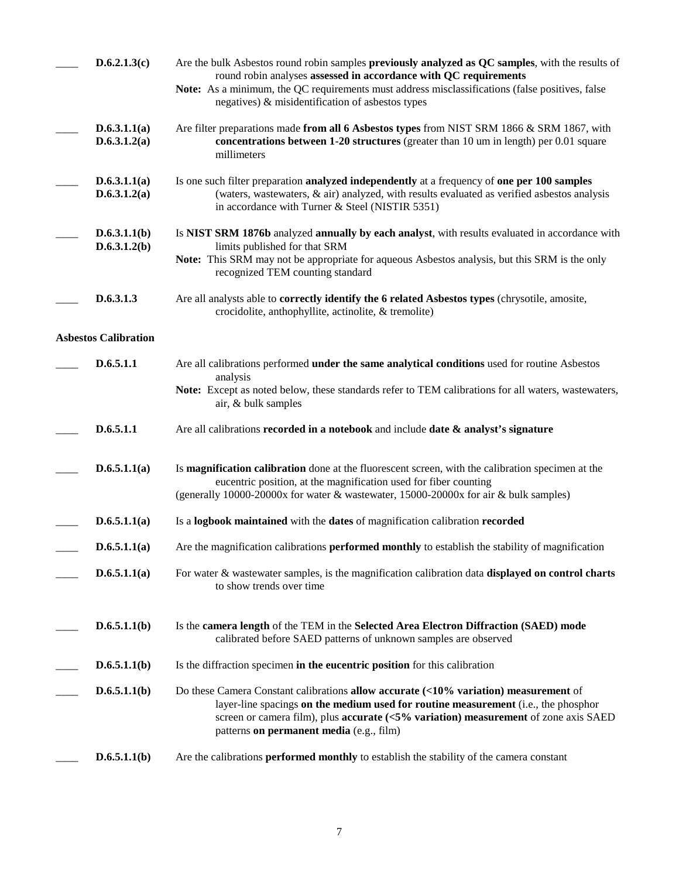| | | |
|---|---|---|
| ____ | **D.6.2.1.3(c)** | Are the bulk Asbestos round robin samples **previously analyzed as QC samples**, with the results of round robin analyses **assessed in accordance with QC requirements**<br>**Note:** As a minimum, the QC requirements must address misclassifications (false positives, false negatives) & misidentification of asbestos types |
| ____ | **D.6.3.1.1(a)**<br>**D.6.3.1.2(a)** | Are filter preparations made **from all 6 Asbestos types** from NIST SRM 1866 & SRM 1867, with **concentrations between 1-20 structures** (greater than 10 um in length) per 0.01 square millimeters |
| ____ | **D.6.3.1.1(a)**<br>**D.6.3.1.2(a)** | Is one such filter preparation **analyzed independently** at a frequency of **one per 100 samples** (waters, wastewaters, & air) analyzed, with results evaluated as verified asbestos analysis in accordance with Turner & Steel (NISTIR 5351) |
| ____ | **D.6.3.1.1(b)**<br>**D.6.3.1.2(b)** | Is **NIST SRM 1876b** analyzed **annually by each analyst**, with results evaluated in accordance with limits published for that SRM<br>**Note:** This SRM may not be appropriate for aqueous Asbestos analysis, but this SRM is the only recognized TEM counting standard |
| ____ | **D.6.3.1.3** | Are all analysts able to **correctly identify the 6 related Asbestos types** (chrysotile, amosite, crocidolite, anthophyllite, actinolite, & tremolite) |

**Asbestos Calibration**

| | | |
|---|---|---|
| ____ | **D.6.5.1.1** | Are all calibrations performed **under the same analytical conditions** used for routine Asbestos analysis<br>**Note:** Except as noted below, these standards refer to TEM calibrations for all waters, wastewaters, air, & bulk samples |
| ____ | **D.6.5.1.1** | Are all calibrations **recorded in a notebook** and include **date & analyst's signature** |
| ____ | **D.6.5.1.1(a)** | Is **magnification calibration** done at the fluorescent screen, with the calibration specimen at the eucentric position, at the magnification used for fiber counting<br>(generally 10000-20000x for water & wastewater, 15000-20000x for air & bulk samples) |
| ____ | **D.6.5.1.1(a)** | Is a **logbook maintained** with the **dates** of magnification calibration **recorded** |
| ____ | **D.6.5.1.1(a)** | Are the magnification calibrations **performed monthly** to establish the stability of magnification |
| ____ | **D.6.5.1.1(a)** | For water & wastewater samples, is the magnification calibration data **displayed on control charts** to show trends over time |
| ____ | **D.6.5.1.1(b)** | Is the **camera length** of the TEM in the **Selected Area Electron Diffraction (SAED) mode** calibrated before SAED patterns of unknown samples are observed |
| ____ | **D.6.5.1.1(b)** | Is the diffraction specimen **in the eucentric position** for this calibration |
| ____ | **D.6.5.1.1(b)** | Do these Camera Constant calibrations **allow accurate (<10% variation) measurement** of layer-line spacings **on the medium used for routine measurement** (i.e., the phosphor screen or camera film), plus **accurate (<5% variation) measurement** of zone axis SAED patterns **on permanent media** (e.g., film) |
| ____ | **D.6.5.1.1(b)** | Are the calibrations **performed monthly** to establish the stability of the camera constant |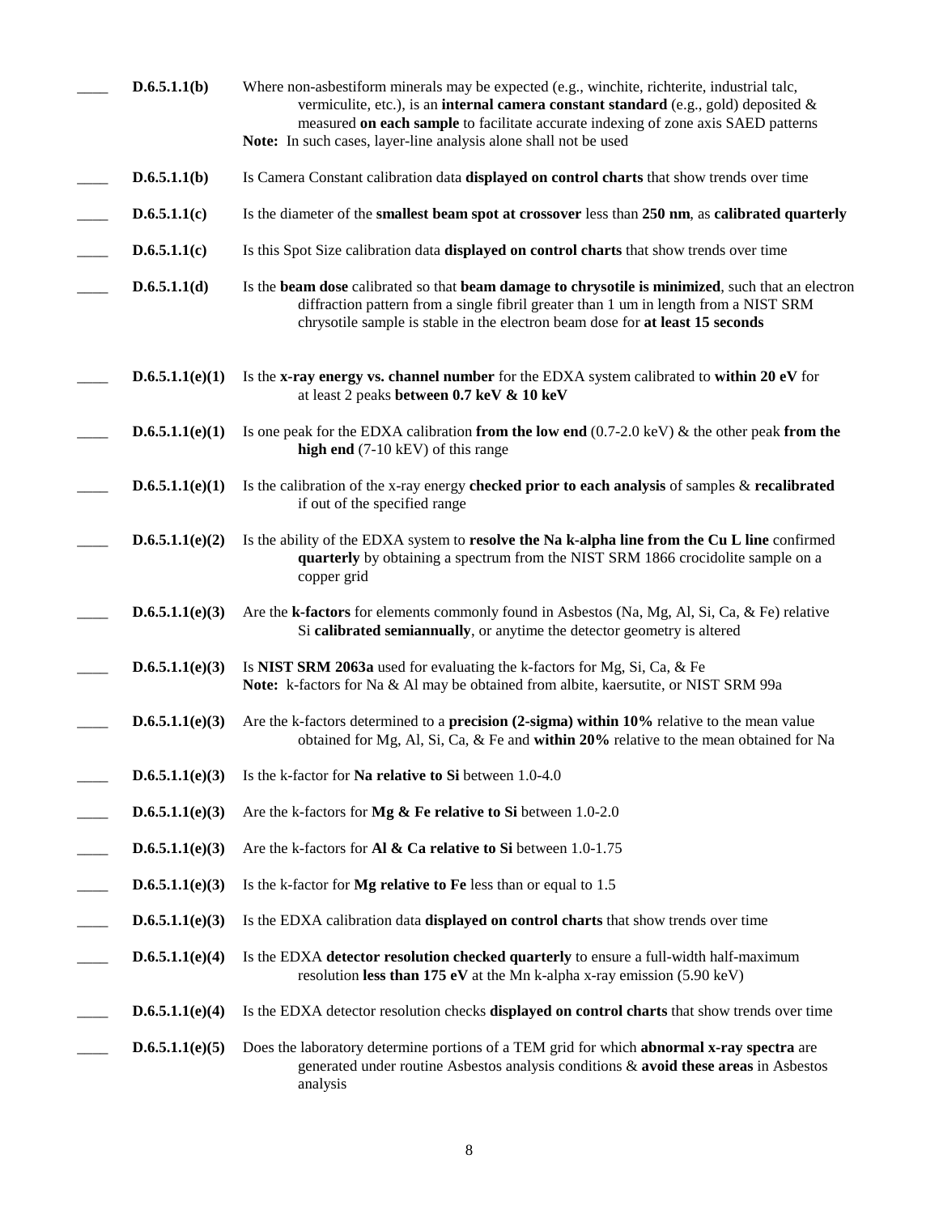| | | |
|---|---|---|
| ____ | **D.6.5.1.1(b)** | Where non-asbestiform minerals may be expected (e.g., winchite, richterite, industrial talc, vermiculite, etc.), is an **internal camera constant standard** (e.g., gold) deposited & measured **on each sample** to facilitate accurate indexing of zone axis SAED patterns<br>**Note:** In such cases, layer-line analysis alone shall not be used |
| ____ | **D.6.5.1.1(b)** | Is Camera Constant calibration data **displayed on control charts** that show trends over time |
| ____ | **D.6.5.1.1(c)** | Is the diameter of the **smallest beam spot at crossover** less than **250 nm**, as **calibrated quarterly** |
| ____ | **D.6.5.1.1(c)** | Is this Spot Size calibration data **displayed on control charts** that show trends over time |
| ____ | **D.6.5.1.1(d)** | Is the **beam dose** calibrated so that **beam damage to chrysotile is minimized**, such that an electron diffraction pattern from a single fibril greater than 1 um in length from a NIST SRM chrysotile sample is stable in the electron beam dose for **at least 15 seconds** |
| ____ | **D.6.5.1.1(e)(1)** | Is the **x-ray energy vs. channel number** for the EDXA system calibrated to **within 20 eV** for at least 2 peaks **between 0.7 keV & 10 keV** |
| ____ | **D.6.5.1.1(e)(1)** | Is one peak for the EDXA calibration **from the low end** (0.7-2.0 keV) & the other peak **from the high end** (7-10 kEV) of this range |
| ____ | **D.6.5.1.1(e)(1)** | Is the calibration of the x-ray energy **checked prior to each analysis** of samples & **recalibrated** if out of the specified range |
| ____ | **D.6.5.1.1(e)(2)** | Is the ability of the EDXA system to **resolve the Na k-alpha line from the Cu L line** confirmed **quarterly** by obtaining a spectrum from the NIST SRM 1866 crocidolite sample on a copper grid |
| ____ | **D.6.5.1.1(e)(3)** | Are the **k-factors** for elements commonly found in Asbestos (Na, Mg, Al, Si, Ca, & Fe) relative Si **calibrated semiannually**, or anytime the detector geometry is altered |
| ____ | **D.6.5.1.1(e)(3)** | Is **NIST SRM 2063a** used for evaluating the k-factors for Mg, Si, Ca, & Fe<br>**Note:** k-factors for Na & Al may be obtained from albite, kaersutite, or NIST SRM 99a |
| ____ | **D.6.5.1.1(e)(3)** | Are the k-factors determined to a **precision (2-sigma) within 10%** relative to the mean value obtained for Mg, Al, Si, Ca, & Fe and **within 20%** relative to the mean obtained for Na |
| ____ | **D.6.5.1.1(e)(3)** | Is the k-factor for **Na relative to Si** between 1.0-4.0 |
| ____ | **D.6.5.1.1(e)(3)** | Are the k-factors for **Mg & Fe relative to Si** between 1.0-2.0 |
| ____ | **D.6.5.1.1(e)(3)** | Are the k-factors for **Al & Ca relative to Si** between 1.0-1.75 |
| ____ | **D.6.5.1.1(e)(3)** | Is the k-factor for **Mg relative to Fe** less than or equal to 1.5 |
| ____ | **D.6.5.1.1(e)(3)** | Is the EDXA calibration data **displayed on control charts** that show trends over time |
| ____ | **D.6.5.1.1(e)(4)** | Is the EDXA **detector resolution checked quarterly** to ensure a full-width half-maximum resolution **less than 175 eV** at the Mn k-alpha x-ray emission (5.90 keV) |
| ____ | **D.6.5.1.1(e)(4)** | Is the EDXA detector resolution checks **displayed on control charts** that show trends over time |
| ____ | **D.6.5.1.1(e)(5)** | Does the laboratory determine portions of a TEM grid for which **abnormal x-ray spectra** are generated under routine Asbestos analysis conditions & **avoid these areas** in Asbestos analysis |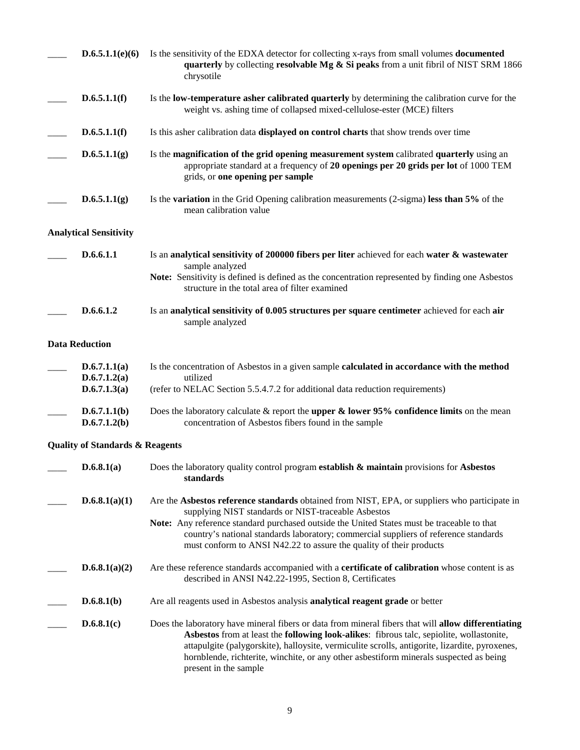____ **D.6.5.1.1(e)(6)** Is the sensitivity of the EDXA detector for collecting x-rays from small volumes **documented quarterly** by collecting **resolvable Mg & Si peaks** from a unit fibril of NIST SRM 1866 chrysotile

____ **D.6.5.1.1(f)** Is the **low-temperature asher calibrated quarterly** by determining the calibration curve for the weight vs. ashing time of collapsed mixed-cellulose-ester (MCE) filters

____ **D.6.5.1.1(f)** Is this asher calibration data **displayed on control charts** that show trends over time

____ **D.6.5.1.1(g)** Is the **magnification of the grid opening measurement system** calibrated **quarterly** using an appropriate standard at a frequency of **20 openings per 20 grids per lot** of 1000 TEM grids, or **one opening per sample**

____ **D.6.5.1.1(g)** Is the **variation** in the Grid Opening calibration measurements (2-sigma) **less than 5%** of the mean calibration value

**Analytical Sensitivity**

____ **D.6.6.1.1** Is an **analytical sensitivity of 200000 fibers per liter** achieved for each **water & wastewater** sample analyzed

**Note:** Sensitivity is defined is defined as the concentration represented by finding one Asbestos structure in the total area of filter examined

____ **D.6.6.1.2** Is an **analytical sensitivity of 0.005 structures per square centimeter** achieved for each **air** sample analyzed

**Data Reduction**

____ **D.6.7.1.1(a)**
**D.6.7.1.2(a)**
**D.6.7.1.3(a)** Is the concentration of Asbestos in a given sample **calculated in accordance with the method** utilized
(refer to NELAC Section 5.5.4.7.2 for additional data reduction requirements)

____ **D.6.7.1.1(b)**
**D.6.7.1.2(b)** Does the laboratory calculate & report the **upper & lower 95% confidence limits** on the mean concentration of Asbestos fibers found in the sample

**Quality of Standards & Reagents**

____ **D.6.8.1(a)** Does the laboratory quality control program **establish & maintain** provisions for **Asbestos standards**

____ **D.6.8.1(a)(1)** Are the **Asbestos reference standards** obtained from NIST, EPA, or suppliers who participate in supplying NIST standards or NIST-traceable Asbestos

**Note:** Any reference standard purchased outside the United States must be traceable to that country's national standards laboratory; commercial suppliers of reference standards must conform to ANSI N42.22 to assure the quality of their products

____ **D.6.8.1(a)(2)** Are these reference standards accompanied with a **certificate of calibration** whose content is as described in ANSI N42.22-1995, Section 8, Certificates

____ **D.6.8.1(b)** Are all reagents used in Asbestos analysis **analytical reagent grade** or better

____ **D.6.8.1(c)** Does the laboratory have mineral fibers or data from mineral fibers that will **allow differentiating Asbestos** from at least the **following look-alikes**: fibrous talc, sepiolite, wollastonite, attapulgite (palygorskite), halloysite, vermiculite scrolls, antigorite, lizardite, pyroxenes, hornblende, richterite, winchite, or any other asbestiform minerals suspected as being present in the sample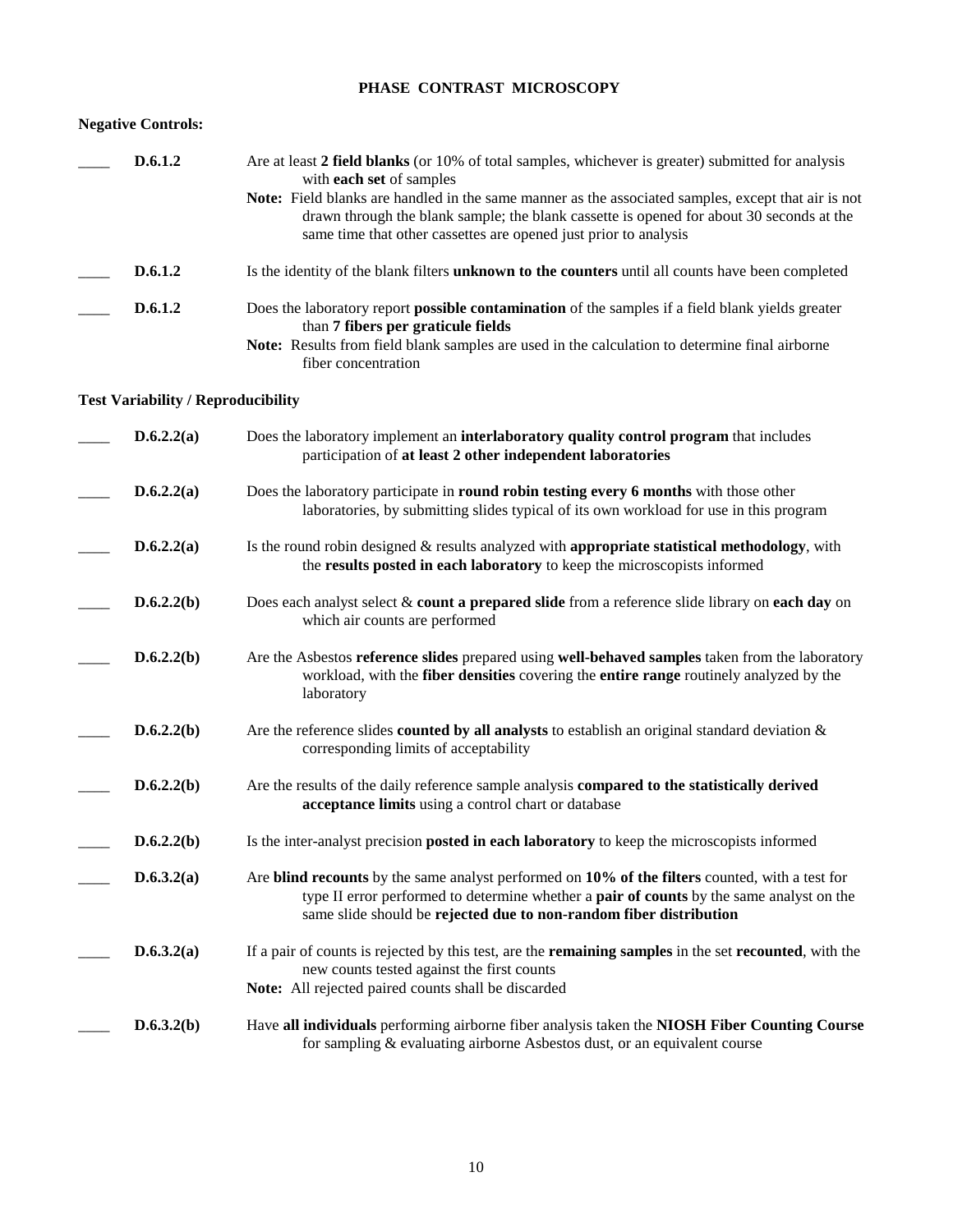## PHASE CONTRAST MICROSCOPY

**Negative Controls:**

| | | |
|---|---|---|
| ____ | **D.6.1.2** | Are at least **2 field blanks** (or 10% of total samples, whichever is greater) submitted for analysis with **each set** of samples<br>**Note:** Field blanks are handled in the same manner as the associated samples, except that air is not drawn through the blank sample; the blank cassette is opened for about 30 seconds at the same time that other cassettes are opened just prior to analysis |
| ____ | **D.6.1.2** | Is the identity of the blank filters **unknown to the counters** until all counts have been completed |
| ____ | **D.6.1.2** | Does the laboratory report **possible contamination** of the samples if a field blank yields greater than **7 fibers per graticule fields**<br>**Note:** Results from field blank samples are used in the calculation to determine final airborne fiber concentration |

**Test Variability / Reproducibility**

| | | |
|---|---|---|
| ____ | **D.6.2.2(a)** | Does the laboratory implement an **interlaboratory quality control program** that includes participation of **at least 2 other independent laboratories** |
| ____ | **D.6.2.2(a)** | Does the laboratory participate in **round robin testing every 6 months** with those other laboratories, by submitting slides typical of its own workload for use in this program |
| ____ | **D.6.2.2(a)** | Is the round robin designed & results analyzed with **appropriate statistical methodology**, with the **results posted in each laboratory** to keep the microscopists informed |
| ____ | **D.6.2.2(b)** | Does each analyst select & **count a prepared slide** from a reference slide library on **each day** on which air counts are performed |
| ____ | **D.6.2.2(b)** | Are the Asbestos **reference slides** prepared using **well-behaved samples** taken from the laboratory workload, with the **fiber densities** covering the **entire range** routinely analyzed by the laboratory |
| ____ | **D.6.2.2(b)** | Are the reference slides **counted by all analysts** to establish an original standard deviation & corresponding limits of acceptability |
| ____ | **D.6.2.2(b)** | Are the results of the daily reference sample analysis **compared to the statistically derived acceptance limits** using a control chart or database |
| ____ | **D.6.2.2(b)** | Is the inter-analyst precision **posted in each laboratory** to keep the microscopists informed |
| ____ | **D.6.3.2(a)** | Are **blind recounts** by the same analyst performed on **10% of the filters** counted, with a test for type II error performed to determine whether a **pair of counts** by the same analyst on the same slide should be **rejected due to non-random fiber distribution** |
| ____ | **D.6.3.2(a)** | If a pair of counts is rejected by this test, are the **remaining samples** in the set **recounted**, with the new counts tested against the first counts<br>**Note:** All rejected paired counts shall be discarded |
| ____ | **D.6.3.2(b)** | Have **all individuals** performing airborne fiber analysis taken the **NIOSH Fiber Counting Course** for sampling & evaluating airborne Asbestos dust, or an equivalent course |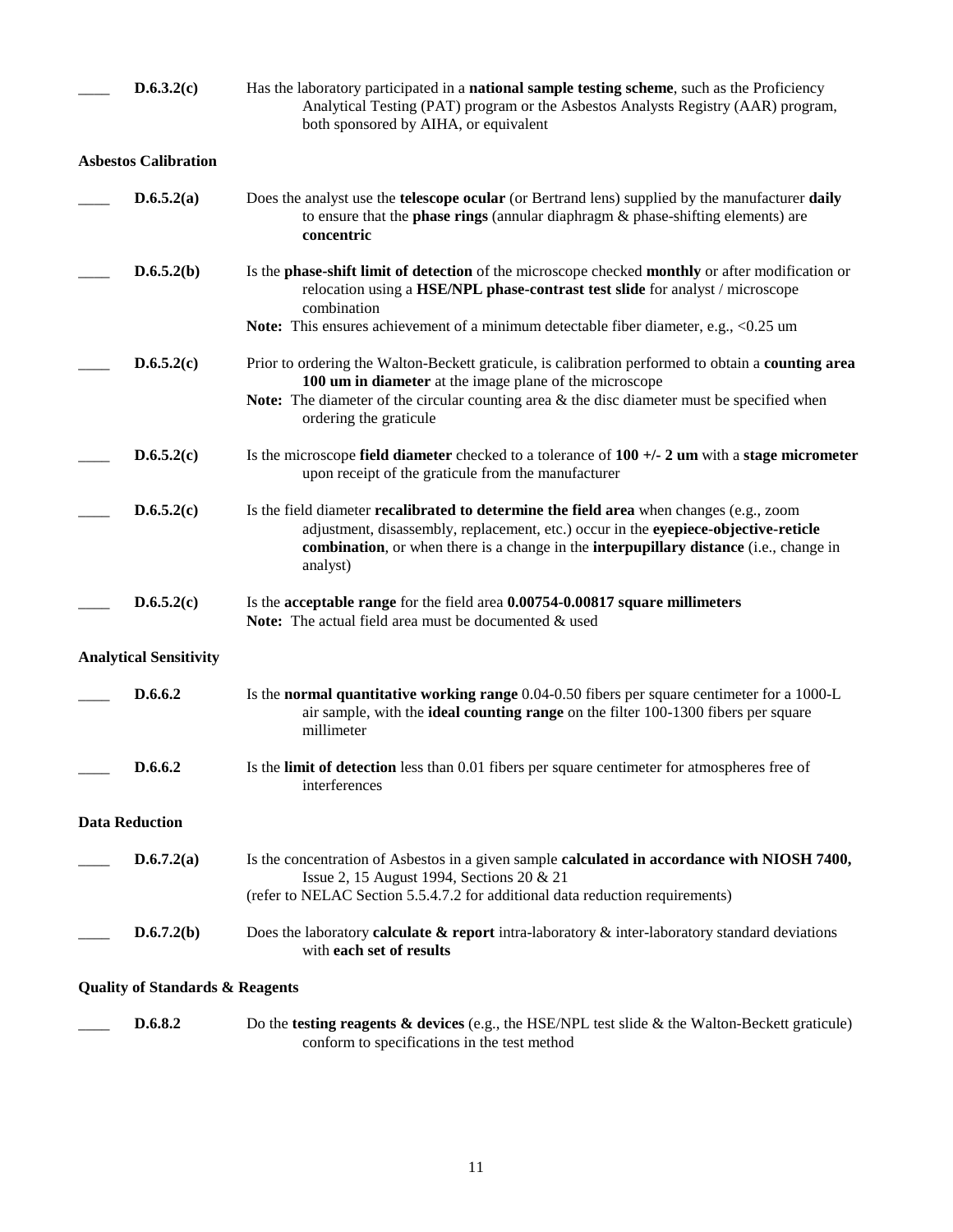____ **D.6.3.2(c)** Has the laboratory participated in a **national sample testing scheme**, such as the Proficiency Analytical Testing (PAT) program or the Asbestos Analysts Registry (AAR) program, both sponsored by AIHA, or equivalent

**Asbestos Calibration**

____ **D.6.5.2(a)** Does the analyst use the **telescope ocular** (or Bertrand lens) supplied by the manufacturer **daily** to ensure that the **phase rings** (annular diaphragm & phase-shifting elements) are **concentric**

____ **D.6.5.2(b)** Is the **phase-shift limit of detection** of the microscope checked **monthly** or after modification or relocation using a **HSE/NPL phase-contrast test slide** for analyst / microscope combination
**Note:** This ensures achievement of a minimum detectable fiber diameter, e.g., <0.25 um

____ **D.6.5.2(c)** Prior to ordering the Walton-Beckett graticule, is calibration performed to obtain a **counting area 100 um in diameter** at the image plane of the microscope
**Note:** The diameter of the circular counting area & the disc diameter must be specified when ordering the graticule

____ **D.6.5.2(c)** Is the microscope **field diameter** checked to a tolerance of **100 +/- 2 um** with a **stage micrometer** upon receipt of the graticule from the manufacturer

____ **D.6.5.2(c)** Is the field diameter **recalibrated to determine the field area** when changes (e.g., zoom adjustment, disassembly, replacement, etc.) occur in the **eyepiece-objective-reticle combination**, or when there is a change in the **interpupillary distance** (i.e., change in analyst)

____ **D.6.5.2(c)** Is the **acceptable range** for the field area **0.00754-0.00817 square millimeters**
**Note:** The actual field area must be documented & used

**Analytical Sensitivity**

____ **D.6.6.2** Is the **normal quantitative working range** 0.04-0.50 fibers per square centimeter for a 1000-L air sample, with the **ideal counting range** on the filter 100-1300 fibers per square millimeter

____ **D.6.6.2** Is the **limit of detection** less than 0.01 fibers per square centimeter for atmospheres free of interferences

**Data Reduction**

____ **D.6.7.2(a)** Is the concentration of Asbestos in a given sample **calculated in accordance with NIOSH 7400,** Issue 2, 15 August 1994, Sections 20 & 21
(refer to NELAC Section 5.5.4.7.2 for additional data reduction requirements)

____ **D.6.7.2(b)** Does the laboratory **calculate & report** intra-laboratory & inter-laboratory standard deviations with **each set of results**

**Quality of Standards & Reagents**

____ **D.6.8.2** Do the **testing reagents & devices** (e.g., the HSE/NPL test slide & the Walton-Beckett graticule) conform to specifications in the test method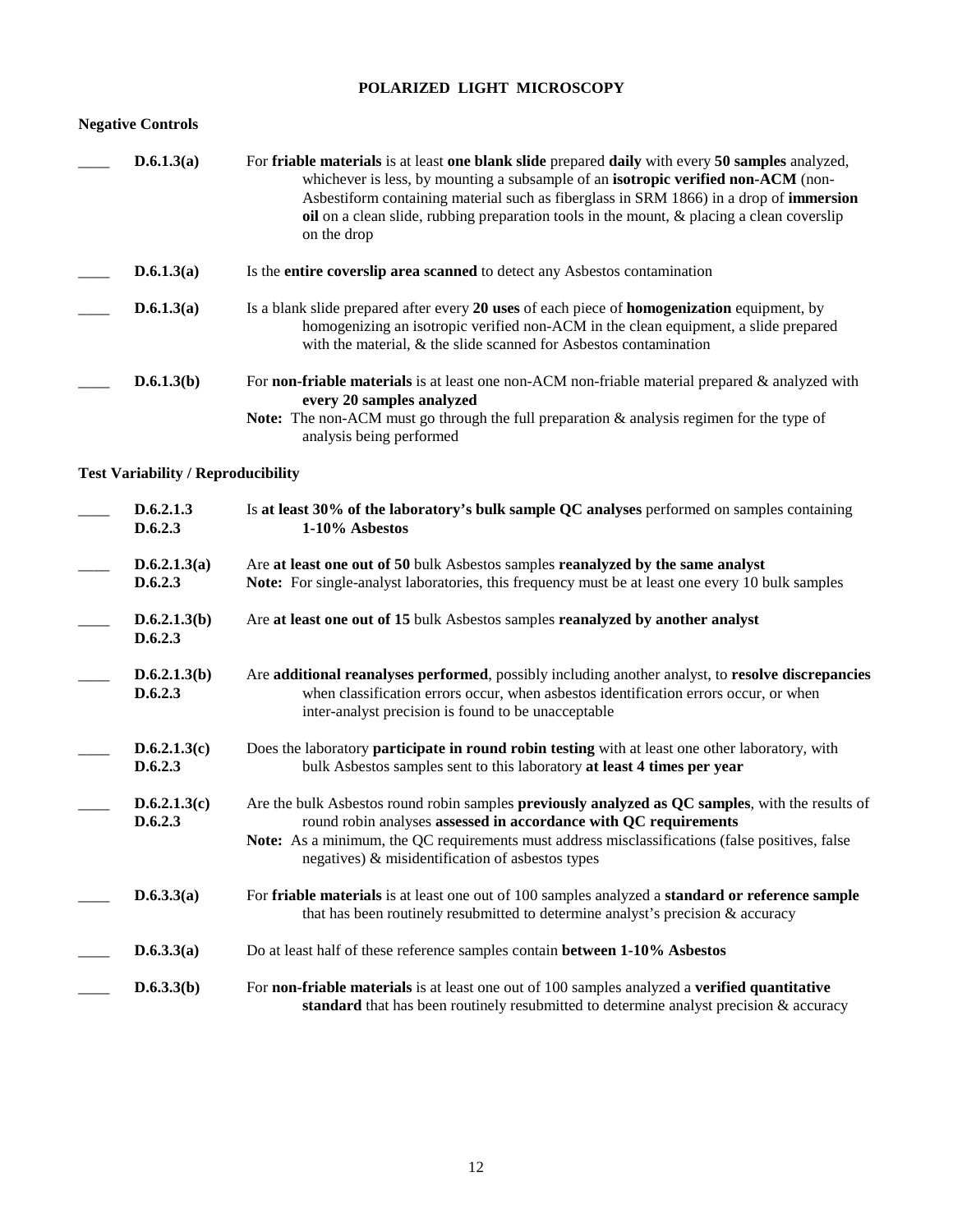## POLARIZED LIGHT MICROSCOPY

### Negative Controls

| | | |
|---|---|---|
| ____ | **D.6.1.3(a)** | For **friable materials** is at least **one blank slide** prepared **daily** with every **50 samples** analyzed, whichever is less, by mounting a subsample of an **isotropic verified non-ACM** (non-Asbestiform containing material such as fiberglass in SRM 1866) in a drop of **immersion oil** on a clean slide, rubbing preparation tools in the mount, & placing a clean coverslip on the drop |
| ____ | **D.6.1.3(a)** | Is the **entire coverslip area scanned** to detect any Asbestos contamination |
| ____ | **D.6.1.3(a)** | Is a blank slide prepared after every **20 uses** of each piece of **homogenization** equipment, by homogenizing an isotropic verified non-ACM in the clean equipment, a slide prepared with the material, & the slide scanned for Asbestos contamination |
| ____ | **D.6.1.3(b)** | For **non-friable materials** is at least one non-ACM non-friable material prepared & analyzed with **every 20 samples analyzed**<br>**Note:** The non-ACM must go through the full preparation & analysis regimen for the type of analysis being performed |

### Test Variability / Reproducibility

| | | |
|---|---|---|
| ____ | **D.6.2.1.3**<br>**D.6.2.3** | Is **at least 30% of the laboratory's bulk sample QC analyses** performed on samples containing **1-10% Asbestos** |
| ____ | **D.6.2.1.3(a)**<br>**D.6.2.3** | Are **at least one out of 50** bulk Asbestos samples **reanalyzed by the same analyst**<br>**Note:** For single-analyst laboratories, this frequency must be at least one every 10 bulk samples |
| ____ | **D.6.2.1.3(b)**<br>**D.6.2.3** | Are **at least one out of 15** bulk Asbestos samples **reanalyzed by another analyst** |
| ____ | **D.6.2.1.3(b)**<br>**D.6.2.3** | Are **additional reanalyses performed**, possibly including another analyst, to **resolve discrepancies** when classification errors occur, when asbestos identification errors occur, or when inter-analyst precision is found to be unacceptable |
| ____ | **D.6.2.1.3(c)**<br>**D.6.2.3** | Does the laboratory **participate in round robin testing** with at least one other laboratory, with bulk Asbestos samples sent to this laboratory **at least 4 times per year** |
| ____ | **D.6.2.1.3(c)**<br>**D.6.2.3** | Are the bulk Asbestos round robin samples **previously analyzed as QC samples**, with the results of round robin analyses **assessed in accordance with QC requirements**<br>**Note:** As a minimum, the QC requirements must address misclassifications (false positives, false negatives) & misidentification of asbestos types |
| ____ | **D.6.3.3(a)** | For **friable materials** is at least one out of 100 samples analyzed a **standard or reference sample** that has been routinely resubmitted to determine analyst's precision & accuracy |
| ____ | **D.6.3.3(a)** | Do at least half of these reference samples contain **between 1-10% Asbestos** |
| ____ | **D.6.3.3(b)** | For **non-friable materials** is at least one out of 100 samples analyzed a **verified quantitative standard** that has been routinely resubmitted to determine analyst precision & accuracy |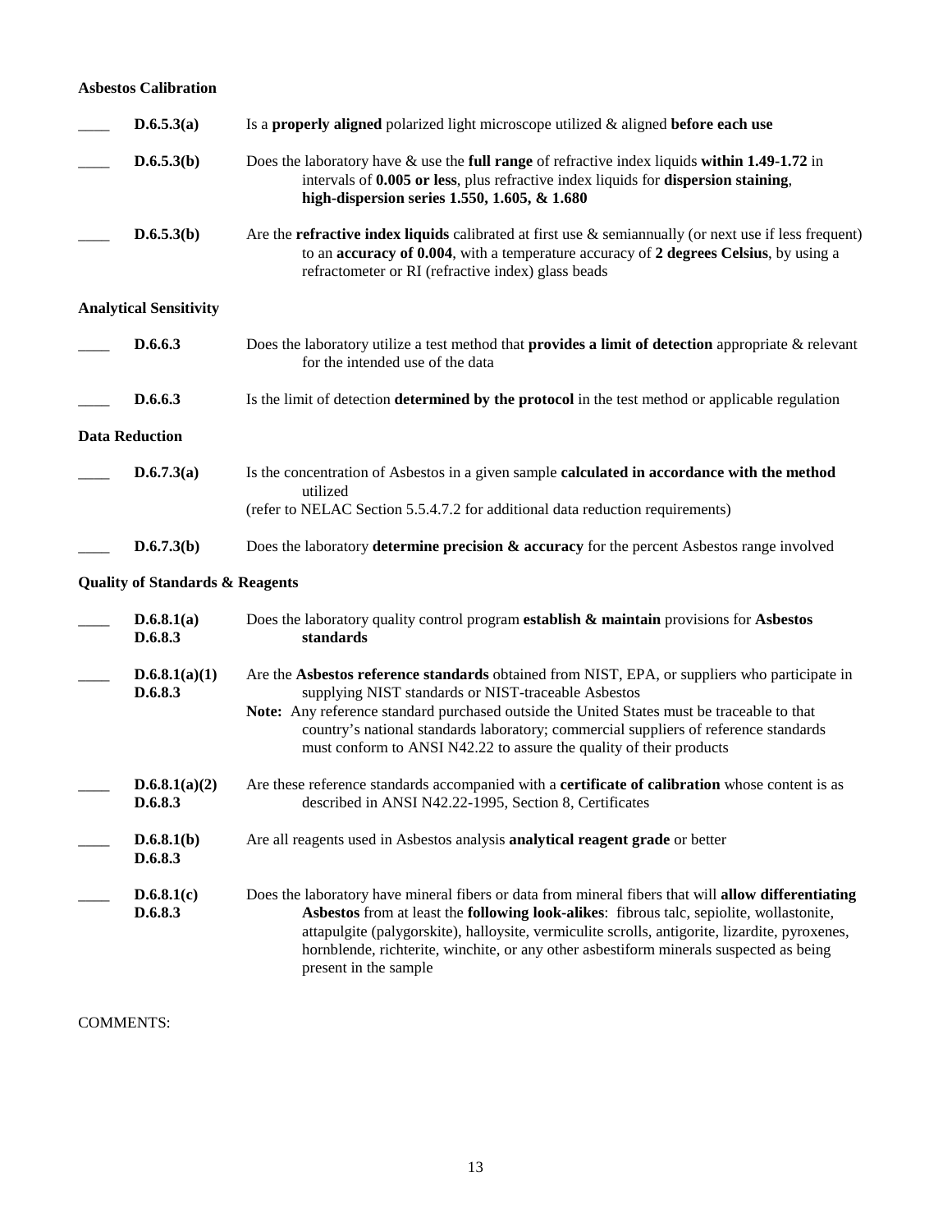**Asbestos Calibration**

| | | |
|---|---|---|
| ____ | **D.6.5.3(a)** | Is a **properly aligned** polarized light microscope utilized & aligned **before each use** |
| ____ | **D.6.5.3(b)** | Does the laboratory have & use the **full range** of refractive index liquids **within 1.49-1.72** in intervals of **0.005 or less**, plus refractive index liquids for **dispersion staining**, **high-dispersion series 1.550, 1.605, & 1.680** |
| ____ | **D.6.5.3(b)** | Are the **refractive index liquids** calibrated at first use & semiannually (or next use if less frequent) to an **accuracy of 0.004**, with a temperature accuracy of **2 degrees Celsius**, by using a refractometer or RI (refractive index) glass beads |

**Analytical Sensitivity**

| | | |
|---|---|---|
| ____ | **D.6.6.3** | Does the laboratory utilize a test method that **provides a limit of detection** appropriate & relevant for the intended use of the data |
| ____ | **D.6.6.3** | Is the limit of detection **determined by the protocol** in the test method or applicable regulation |

**Data Reduction**

| | | |
|---|---|---|
| ____ | **D.6.7.3(a)** | Is the concentration of Asbestos in a given sample **calculated in accordance with the method** utilized<br>(refer to NELAC Section 5.5.4.7.2 for additional data reduction requirements) |
| ____ | **D.6.7.3(b)** | Does the laboratory **determine precision & accuracy** for the percent Asbestos range involved |

**Quality of Standards & Reagents**

| | | |
|---|---|---|
| ____ | **D.6.8.1(a)**<br>**D.6.8.3** | Does the laboratory quality control program **establish & maintain** provisions for **Asbestos standards** |
| ____ | **D.6.8.1(a)(1)**<br>**D.6.8.3** | Are the **Asbestos reference standards** obtained from NIST, EPA, or suppliers who participate in supplying NIST standards or NIST-traceable Asbestos<br>**Note:** Any reference standard purchased outside the United States must be traceable to that country's national standards laboratory; commercial suppliers of reference standards must conform to ANSI N42.22 to assure the quality of their products |
| ____ | **D.6.8.1(a)(2)**<br>**D.6.8.3** | Are these reference standards accompanied with a **certificate of calibration** whose content is as described in ANSI N42.22-1995, Section 8, Certificates |
| ____ | **D.6.8.1(b)**<br>**D.6.8.3** | Are all reagents used in Asbestos analysis **analytical reagent grade** or better |
| ____ | **D.6.8.1(c)**<br>**D.6.8.3** | Does the laboratory have mineral fibers or data from mineral fibers that will **allow differentiating Asbestos** from at least the **following look-alikes**: fibrous talc, sepiolite, wollastonite, attapulgite (palygorskite), halloysite, vermiculite scrolls, antigorite, lizardite, pyroxenes, hornblende, richterite, winchite, or any other asbestiform minerals suspected as being present in the sample |

COMMENTS: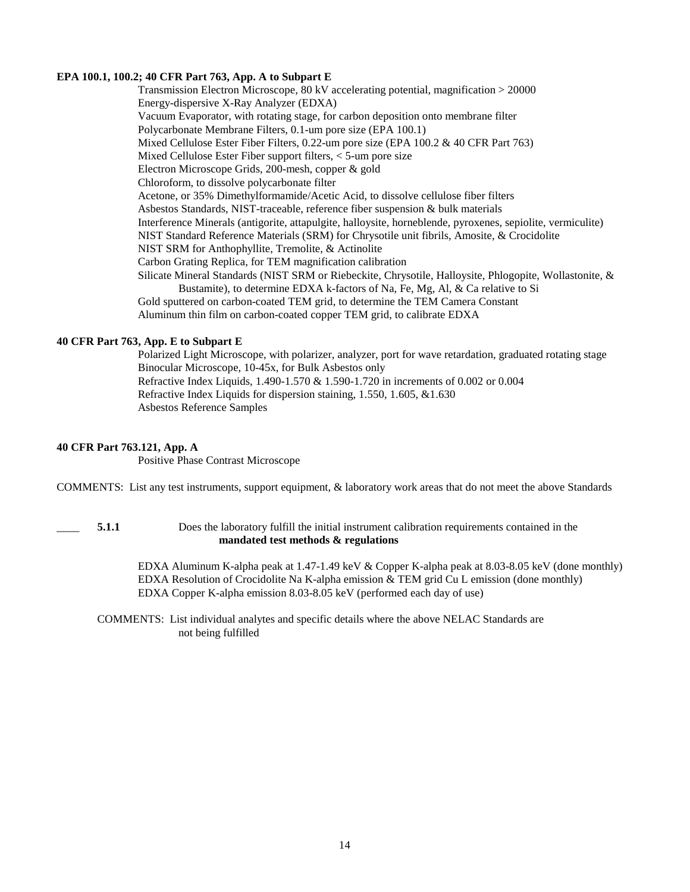**EPA 100.1, 100.2; 40 CFR Part 763, App. A to Subpart E**

Transmission Electron Microscope, 80 kV accelerating potential, magnification > 20000
Energy-dispersive X-Ray Analyzer (EDXA)
Vacuum Evaporator, with rotating stage, for carbon deposition onto membrane filter
Polycarbonate Membrane Filters, 0.1-um pore size (EPA 100.1)
Mixed Cellulose Ester Fiber Filters, 0.22-um pore size (EPA 100.2 & 40 CFR Part 763)
Mixed Cellulose Ester Fiber support filters, < 5-um pore size
Electron Microscope Grids, 200-mesh, copper & gold
Chloroform, to dissolve polycarbonate filter
Acetone, or 35% Dimethylformamide/Acetic Acid, to dissolve cellulose fiber filters
Asbestos Standards, NIST-traceable, reference fiber suspension & bulk materials
Interference Minerals (antigorite, attapulgite, halloysite, horneblende, pyroxenes, sepiolite, vermiculite)
NIST Standard Reference Materials (SRM) for Chrysotile unit fibrils, Amosite, & Crocidolite
NIST SRM for Anthophyllite, Tremolite, & Actinolite
Carbon Grating Replica, for TEM magnification calibration
Silicate Mineral Standards (NIST SRM or Riebeckite, Chrysotile, Halloysite, Phlogopite, Wollastonite, & Bustamite), to determine EDXA k-factors of Na, Fe, Mg, Al, & Ca relative to Si
Gold sputtered on carbon-coated TEM grid, to determine the TEM Camera Constant
Aluminum thin film on carbon-coated copper TEM grid, to calibrate EDXA

**40 CFR Part 763, App. E to Subpart E**

Polarized Light Microscope, with polarizer, analyzer, port for wave retardation, graduated rotating stage
Binocular Microscope, 10-45x, for Bulk Asbestos only
Refractive Index Liquids, 1.490-1.570 & 1.590-1.720 in increments of 0.002 or 0.004
Refractive Index Liquids for dispersion staining, 1.550, 1.605, &1.630
Asbestos Reference Samples

**40 CFR Part 763.121, App. A**

Positive Phase Contrast Microscope

COMMENTS: List any test instruments, support equipment, & laboratory work areas that do not meet the above Standards

____ **5.1.1** Does the laboratory fulfill the initial instrument calibration requirements contained in the **mandated test methods & regulations**

EDXA Aluminum K-alpha peak at 1.47-1.49 keV & Copper K-alpha peak at 8.03-8.05 keV (done monthly)
EDXA Resolution of Crocidolite Na K-alpha emission & TEM grid Cu L emission (done monthly)
EDXA Copper K-alpha emission 8.03-8.05 keV (performed each day of use)

COMMENTS: List individual analytes and specific details where the above NELAC Standards are not being fulfilled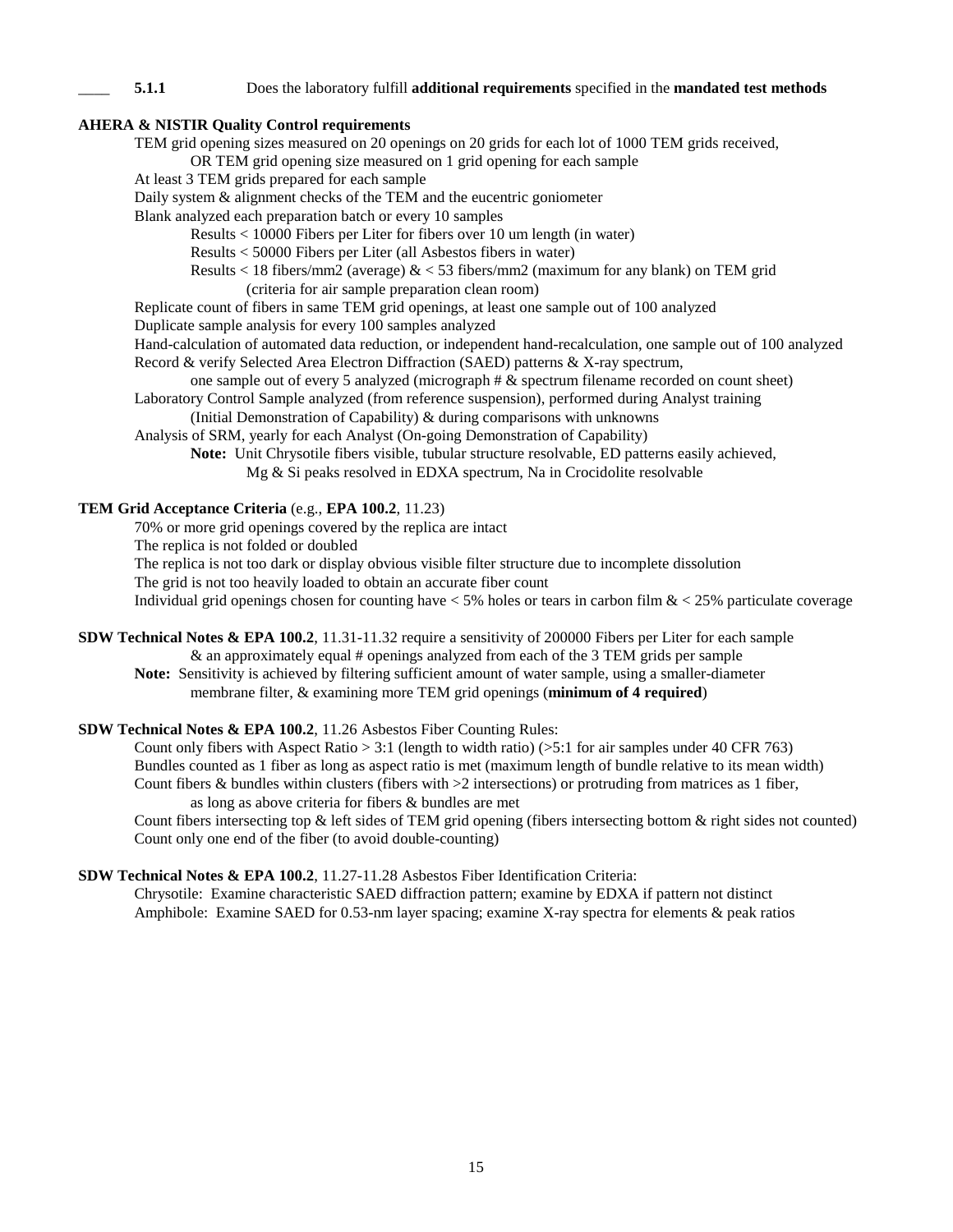____ **5.1.1** Does the laboratory fulfill **additional requirements** specified in the **mandated test methods**

**AHERA & NISTIR Quality Control requirements**

TEM grid opening sizes measured on 20 openings on 20 grids for each lot of 1000 TEM grids received,
  OR TEM grid opening size measured on 1 grid opening for each sample
At least 3 TEM grids prepared for each sample
Daily system & alignment checks of the TEM and the eucentric goniometer
Blank analyzed each preparation batch or every 10 samples
  Results < 10000 Fibers per Liter for fibers over 10 um length (in water)
  Results < 50000 Fibers per Liter (all Asbestos fibers in water)
  Results < 18 fibers/mm2 (average) & < 53 fibers/mm2 (maximum for any blank) on TEM grid
    (criteria for air sample preparation clean room)
Replicate count of fibers in same TEM grid openings, at least one sample out of 100 analyzed
Duplicate sample analysis for every 100 samples analyzed
Hand-calculation of automated data reduction, or independent hand-recalculation, one sample out of 100 analyzed
Record & verify Selected Area Electron Diffraction (SAED) patterns & X-ray spectrum,
  one sample out of every 5 analyzed (micrograph # & spectrum filename recorded on count sheet)
Laboratory Control Sample analyzed (from reference suspension), performed during Analyst training
  (Initial Demonstration of Capability) & during comparisons with unknowns
Analysis of SRM, yearly for each Analyst (On-going Demonstration of Capability)
  **Note:** Unit Chrysotile fibers visible, tubular structure resolvable, ED patterns easily achieved,
    Mg & Si peaks resolved in EDXA spectrum, Na in Crocidolite resolvable

**TEM Grid Acceptance Criteria** (e.g., **EPA 100.2**, 11.23)

70% or more grid openings covered by the replica are intact
The replica is not folded or doubled
The replica is not too dark or display obvious visible filter structure due to incomplete dissolution
The grid is not too heavily loaded to obtain an accurate fiber count
Individual grid openings chosen for counting have < 5% holes or tears in carbon film & < 25% particulate coverage

**SDW Technical Notes & EPA 100.2**, 11.31-11.32 require a sensitivity of 200000 Fibers per Liter for each sample
  & an approximately equal # openings analyzed from each of the 3 TEM grids per sample
  **Note:** Sensitivity is achieved by filtering sufficient amount of water sample, using a smaller-diameter
    membrane filter, & examining more TEM grid openings (**minimum of 4 required**)

**SDW Technical Notes & EPA 100.2**, 11.26 Asbestos Fiber Counting Rules:

Count only fibers with Aspect Ratio > 3:1 (length to width ratio) (>5:1 for air samples under 40 CFR 763)
Bundles counted as 1 fiber as long as aspect ratio is met (maximum length of bundle relative to its mean width)
Count fibers & bundles within clusters (fibers with >2 intersections) or protruding from matrices as 1 fiber,
  as long as above criteria for fibers & bundles are met
Count fibers intersecting top & left sides of TEM grid opening (fibers intersecting bottom & right sides not counted)
Count only one end of the fiber (to avoid double-counting)

**SDW Technical Notes & EPA 100.2**, 11.27-11.28 Asbestos Fiber Identification Criteria:

Chrysotile: Examine characteristic SAED diffraction pattern; examine by EDXA if pattern not distinct
Amphibole: Examine SAED for 0.53-nm layer spacing; examine X-ray spectra for elements & peak ratios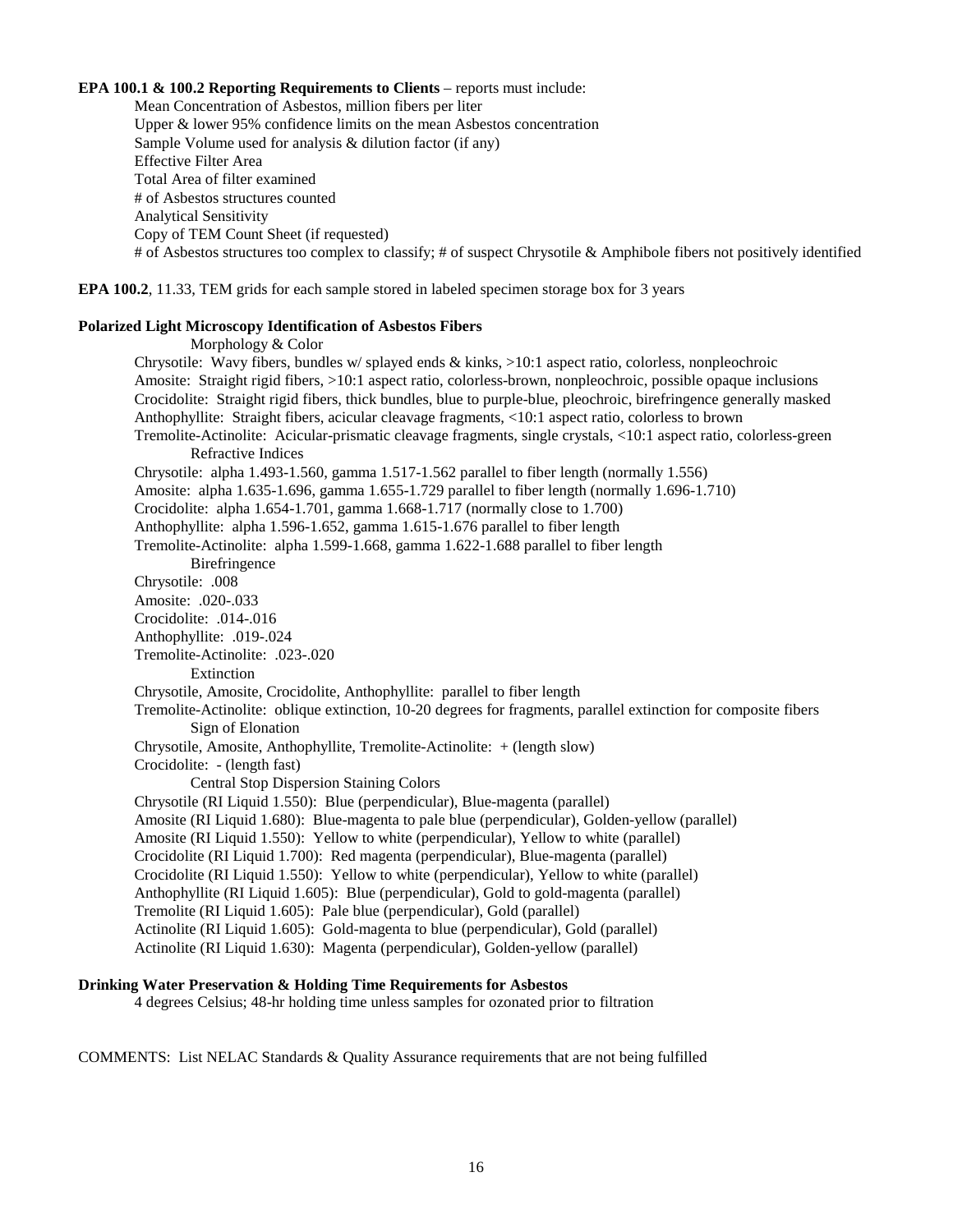**EPA 100.1 & 100.2 Reporting Requirements to Clients** – reports must include:

- Mean Concentration of Asbestos, million fibers per liter
- Upper & lower 95% confidence limits on the mean Asbestos concentration
- Sample Volume used for analysis & dilution factor (if any)
- Effective Filter Area
- Total Area of filter examined
- # of Asbestos structures counted
- Analytical Sensitivity
- Copy of TEM Count Sheet (if requested)
- # of Asbestos structures too complex to classify; # of suspect Chrysotile & Amphibole fibers not positively identified

**EPA 100.2**, 11.33, TEM grids for each sample stored in labeled specimen storage box for 3 years

**Polarized Light Microscopy Identification of Asbestos Fibers**

Morphology & Color

Chrysotile: Wavy fibers, bundles w/ splayed ends & kinks, >10:1 aspect ratio, colorless, nonpleochroic
Amosite: Straight rigid fibers, >10:1 aspect ratio, colorless-brown, nonpleochroic, possible opaque inclusions
Crocidolite: Straight rigid fibers, thick bundles, blue to purple-blue, pleochroic, birefringence generally masked
Anthophyllite: Straight fibers, acicular cleavage fragments, <10:1 aspect ratio, colorless to brown
Tremolite-Actinolite: Acicular-prismatic cleavage fragments, single crystals, <10:1 aspect ratio, colorless-green

Refractive Indices

Chrysotile: alpha 1.493-1.560, gamma 1.517-1.562 parallel to fiber length (normally 1.556)
Amosite: alpha 1.635-1.696, gamma 1.655-1.729 parallel to fiber length (normally 1.696-1.710)
Crocidolite: alpha 1.654-1.701, gamma 1.668-1.717 (normally close to 1.700)
Anthophyllite: alpha 1.596-1.652, gamma 1.615-1.676 parallel to fiber length
Tremolite-Actinolite: alpha 1.599-1.668, gamma 1.622-1.688 parallel to fiber length

Birefringence

Chrysotile: .008
Amosite: .020-.033
Crocidolite: .014-.016
Anthophyllite: .019-.024
Tremolite-Actinolite: .023-.020

Extinction

Chrysotile, Amosite, Crocidolite, Anthophyllite: parallel to fiber length
Tremolite-Actinolite: oblique extinction, 10-20 degrees for fragments, parallel extinction for composite fibers

Sign of Elonation

Chrysotile, Amosite, Anthophyllite, Tremolite-Actinolite: + (length slow)
Crocidolite: - (length fast)

Central Stop Dispersion Staining Colors

Chrysotile (RI Liquid 1.550): Blue (perpendicular), Blue-magenta (parallel)
Amosite (RI Liquid 1.680): Blue-magenta to pale blue (perpendicular), Golden-yellow (parallel)
Amosite (RI Liquid 1.550): Yellow to white (perpendicular), Yellow to white (parallel)
Crocidolite (RI Liquid 1.700): Red magenta (perpendicular), Blue-magenta (parallel)
Crocidolite (RI Liquid 1.550): Yellow to white (perpendicular), Yellow to white (parallel)
Anthophyllite (RI Liquid 1.605): Blue (perpendicular), Gold to gold-magenta (parallel)
Tremolite (RI Liquid 1.605): Pale blue (perpendicular), Gold (parallel)
Actinolite (RI Liquid 1.605): Gold-magenta to blue (perpendicular), Gold (parallel)
Actinolite (RI Liquid 1.630): Magenta (perpendicular), Golden-yellow (parallel)

**Drinking Water Preservation & Holding Time Requirements for Asbestos**

4 degrees Celsius; 48-hr holding time unless samples for ozonated prior to filtration

COMMENTS: List NELAC Standards & Quality Assurance requirements that are not being fulfilled